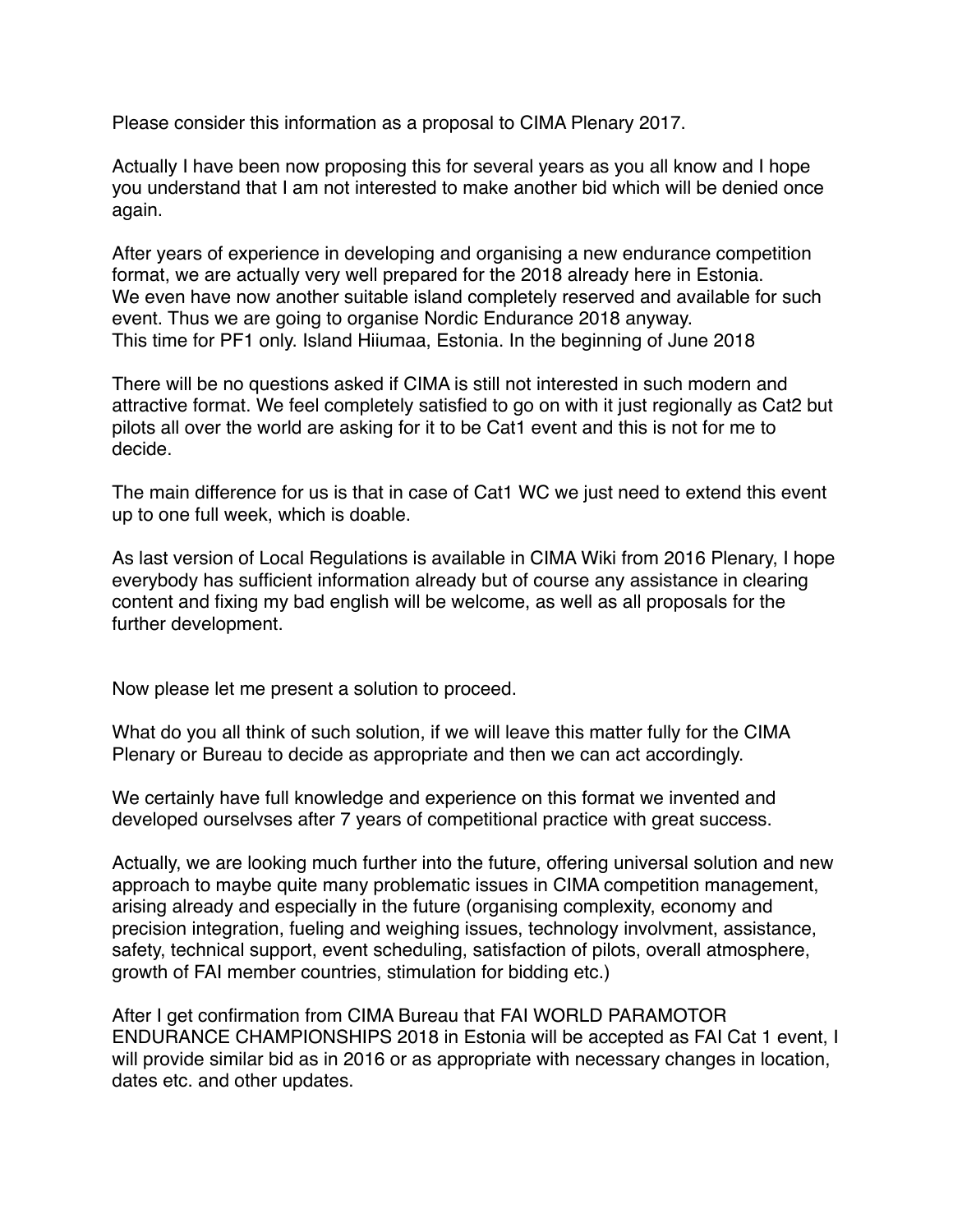Please consider this information as a proposal to CIMA Plenary 2017.

Actually I have been now proposing this for several years as you all know and I hope you understand that I am not interested to make another bid which will be denied once again.

After years of experience in developing and organising a new endurance competition format, we are actually very well prepared for the 2018 already here in Estonia.
We even have now another suitable island completely reserved and available for such event. Thus we are going to organise Nordic Endurance 2018 anyway.
This time for PF1 only. Island Hiiumaa, Estonia. In the beginning of June 2018

There will be no questions asked if CIMA is still not interested in such modern and attractive format. We feel completely satisfied to go on with it just regionally as Cat2 but pilots all over the world are asking for it to be Cat1 event and this is not for me to decide.

The main difference for us is that in case of Cat1 WC we just need to extend this event up to one full week, which is doable.

As last version of Local Regulations is available in CIMA Wiki from 2016 Plenary, I hope everybody has sufficient information already but of course any assistance in clearing content and fixing my bad english will be welcome, as well as all proposals for the further development.

Now please let me present a solution to proceed.

What do you all think of such solution, if we will leave this matter fully for the CIMA Plenary or Bureau to decide as appropriate and then we can act accordingly.

We certainly have full knowledge and experience on this format we invented and developed ourselvses after 7 years of competitional practice with great success.

Actually, we are looking much further into the future, offering universal solution and new approach to maybe quite many problematic issues in CIMA competition management, arising already and especially in the future (organising complexity, economy and precision integration, fueling and weighing issues, technology involvment, assistance, safety, technical support, event scheduling, satisfaction of pilots, overall atmosphere, growth of FAI member countries, stimulation for bidding etc.)

After I get confirmation from CIMA Bureau that FAI WORLD PARAMOTOR ENDURANCE CHAMPIONSHIPS 2018 in Estonia will be accepted as FAI Cat 1 event, I will provide similar bid as in 2016 or as appropriate with necessary changes in location, dates etc. and other updates.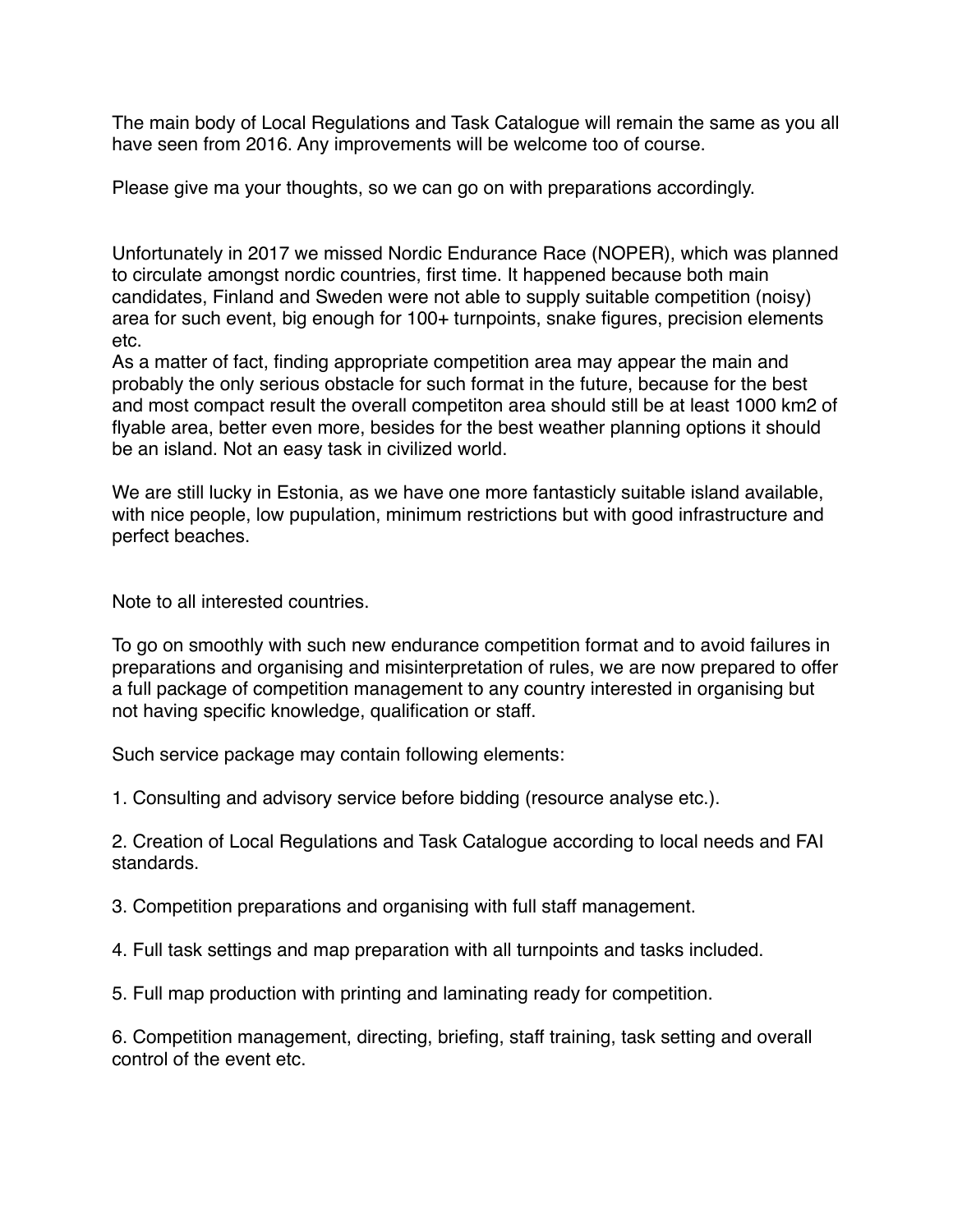The main body of Local Regulations and Task Catalogue will remain the same as you all have seen from 2016. Any improvements will be welcome too of course.

Please give ma your thoughts, so we can go on with preparations accordingly.

Unfortunately in 2017 we missed Nordic Endurance Race (NOPER), which was planned to circulate amongst nordic countries, first time. It happened because both main candidates, Finland and Sweden were not able to supply suitable competition (noisy) area for such event, big enough for 100+ turnpoints, snake figures, precision elements etc.
As a matter of fact, finding appropriate competition area may appear the main and probably the only serious obstacle for such format in the future, because for the best and most compact result the overall competiton area should still be at least 1000 km2 of flyable area, better even more, besides for the best weather planning options it should be an island. Not an easy task in civilized world.

We are still lucky in Estonia, as we have one more fantasticly suitable island available, with nice people, low pupulation, minimum restrictions but with good infrastructure and perfect beaches.

Note to all interested countries.

To go on smoothly with such new endurance competition format and to avoid failures in preparations and organising and misinterpretation of rules, we are now prepared to offer a full package of competition management to any country interested in organising but not having specific knowledge, qualification or staff.

Such service package may contain following elements:

1. Consulting and advisory service before bidding (resource analyse etc.).

2. Creation of Local Regulations and Task Catalogue according to local needs and FAI standards.

3. Competition preparations and organising with full staff management.

4. Full task settings and map preparation with all turnpoints and tasks included.

5. Full map production with printing and laminating ready for competition.

6. Competition management, directing, briefing, staff training, task setting and overall control of the event etc.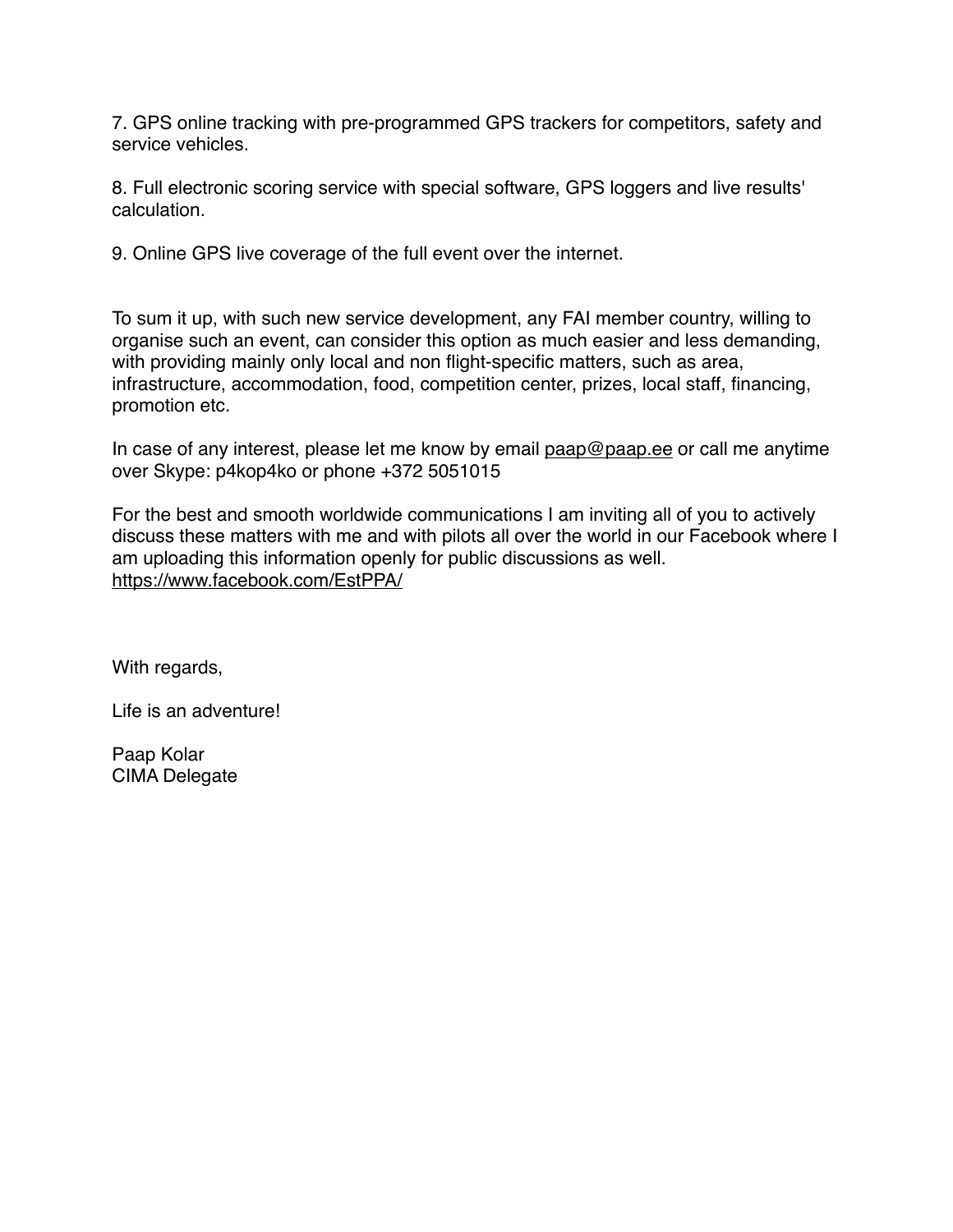7. GPS online tracking with pre-programmed GPS trackers for competitors, safety and service vehicles.

8. Full electronic scoring service with special software, GPS loggers and live results' calculation.

9. Online GPS live coverage of the full event over the internet.

To sum it up, with such new service development, any FAI member country, willing to organise such an event, can consider this option as much easier and less demanding, with providing mainly only local and non flight-specific matters, such as area, infrastructure, accommodation, food, competition center, prizes, local staff, financing, promotion etc.

In case of any interest, please let me know by email paap@paap.ee or call me anytime over Skype: p4kop4ko or phone +372 5051015

For the best and smooth worldwide communications I am inviting all of you to actively discuss these matters with me and with pilots all over the world in our Facebook where I am uploading this information openly for public discussions as well.
https://www.facebook.com/EstPPA/

With regards,

Life is an adventure!

Paap Kolar
CIMA Delegate